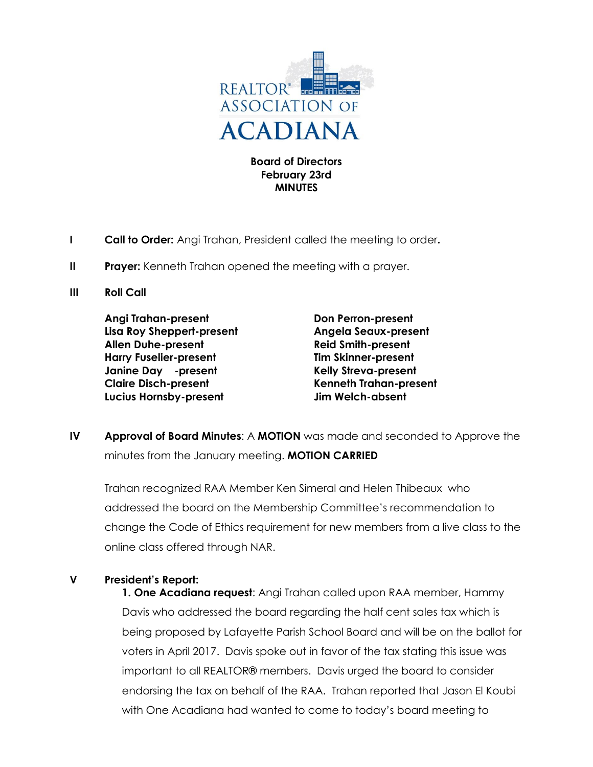REALTOR® ASSOCIATION OF ACADIANA

**Board of Directors**
**February 23rd**
**MINUTES**

**I** **Call to Order:** Angi Trahan, President called the meeting to order.

**II** **Prayer:** Kenneth Trahan opened the meeting with a prayer.

**III** **Roll Call**

**Angi Trahan-present**
**Lisa Roy Sheppert-present**
**Allen Duhe-present**
**Harry Fuselier-present**
**Janine Day -present**
**Claire Disch-present**
**Lucius Hornsby-present**
**Don Perron-present**
**Angela Seaux-present**
**Reid Smith-present**
**Tim Skinner-present**
**Kelly Streva-present**
**Kenneth Trahan-present**
**Jim Welch-absent**

**IV** **Approval of Board Minutes**: A **MOTION** was made and seconded to Approve the minutes from the January meeting. **MOTION CARRIED**

Trahan recognized RAA Member Ken Simeral and Helen Thibeaux who addressed the board on the Membership Committee's recommendation to change the Code of Ethics requirement for new members from a live class to the online class offered through NAR.

**V** **President's Report:**

**1. One Acadiana request**: Angi Trahan called upon RAA member, Hammy Davis who addressed the board regarding the half cent sales tax which is being proposed by Lafayette Parish School Board and will be on the ballot for voters in April 2017. Davis spoke out in favor of the tax stating this issue was important to all REALTOR® members. Davis urged the board to consider endorsing the tax on behalf of the RAA. Trahan reported that Jason El Koubi with One Acadiana had wanted to come to today's board meeting to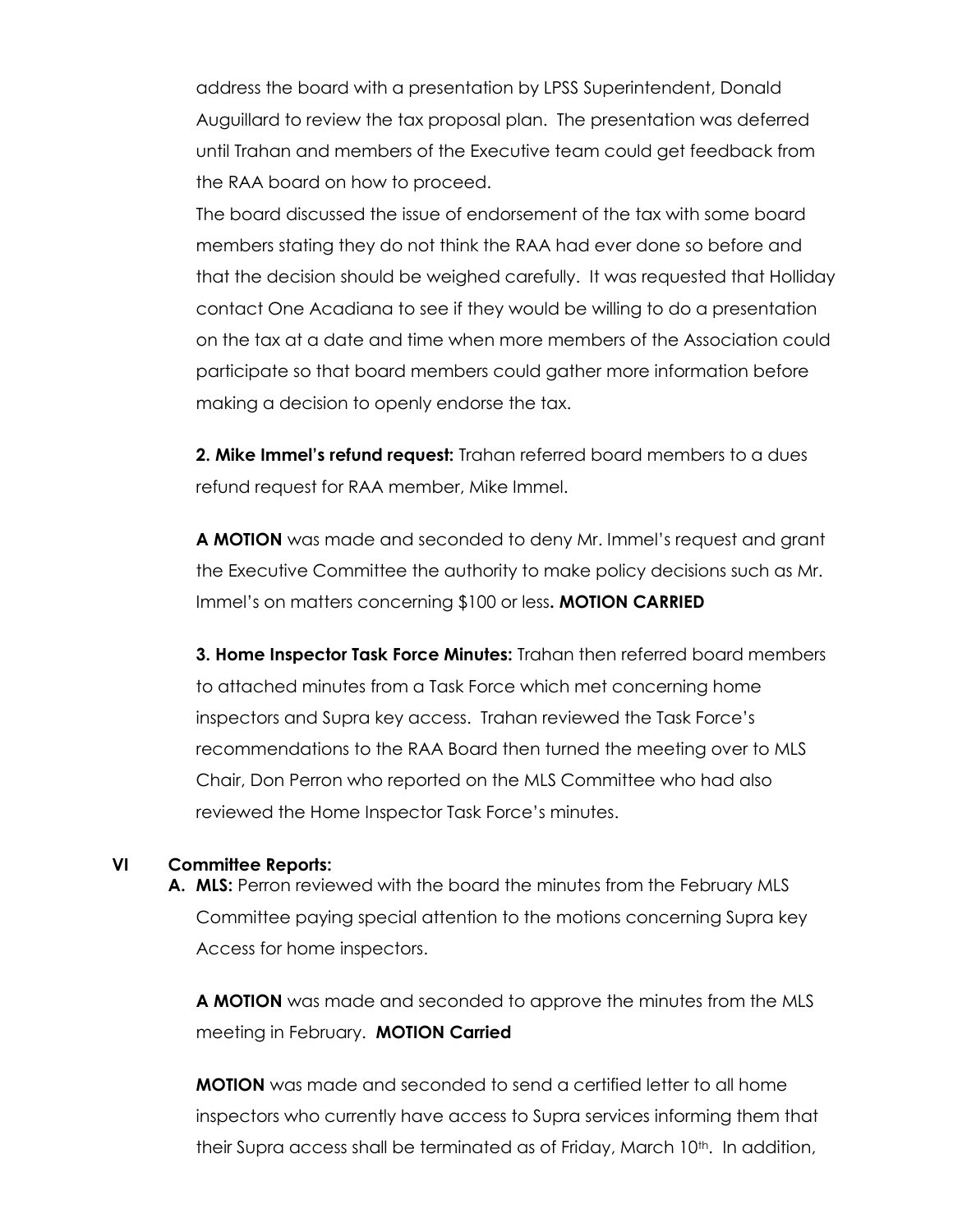address the board with a presentation by LPSS Superintendent, Donald Auguillard to review the tax proposal plan. The presentation was deferred until Trahan and members of the Executive team could get feedback from the RAA board on how to proceed.

The board discussed the issue of endorsement of the tax with some board members stating they do not think the RAA had ever done so before and that the decision should be weighed carefully. It was requested that Holliday contact One Acadiana to see if they would be willing to do a presentation on the tax at a date and time when more members of the Association could participate so that board members could gather more information before making a decision to openly endorse the tax.

**2. Mike Immel's refund request:** Trahan referred board members to a dues refund request for RAA member, Mike Immel.

**A MOTION** was made and seconded to deny Mr. Immel's request and grant the Executive Committee the authority to make policy decisions such as Mr. Immel's on matters concerning $100 or less**. MOTION CARRIED**

**3. Home Inspector Task Force Minutes:** Trahan then referred board members to attached minutes from a Task Force which met concerning home inspectors and Supra key access. Trahan reviewed the Task Force's recommendations to the RAA Board then turned the meeting over to MLS Chair, Don Perron who reported on the MLS Committee who had also reviewed the Home Inspector Task Force's minutes.

## VI Committee Reports:

**A. MLS:** Perron reviewed with the board the minutes from the February MLS Committee paying special attention to the motions concerning Supra key Access for home inspectors.

**A MOTION** was made and seconded to approve the minutes from the MLS meeting in February. **MOTION Carried**

**MOTION** was made and seconded to send a certified letter to all home inspectors who currently have access to Supra services informing them that their Supra access shall be terminated as of Friday, March 10th. In addition,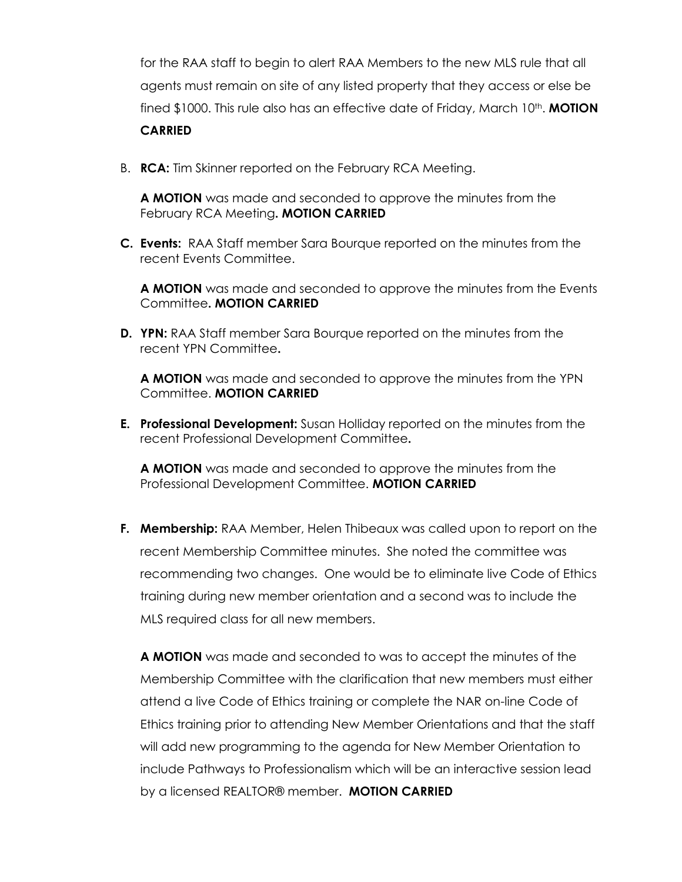for the RAA staff to begin to alert RAA Members to the new MLS rule that all agents must remain on site of any listed property that they access or else be fined $1000. This rule also has an effective date of Friday, March 10th. **MOTION CARRIED**

B. **RCA:** Tim Skinner reported on the February RCA Meeting.

   **A MOTION** was made and seconded to approve the minutes from the February RCA Meeting**. MOTION CARRIED**

**C. Events:** RAA Staff member Sara Bourque reported on the minutes from the recent Events Committee.

   **A MOTION** was made and seconded to approve the minutes from the Events Committee**. MOTION CARRIED**

**D. YPN:** RAA Staff member Sara Bourque reported on the minutes from the recent YPN Committee**.**

   **A MOTION** was made and seconded to approve the minutes from the YPN Committee. **MOTION CARRIED**

**E. Professional Development:** Susan Holliday reported on the minutes from the recent Professional Development Committee**.**

   **A MOTION** was made and seconded to approve the minutes from the Professional Development Committee. **MOTION CARRIED**

**F. Membership:** RAA Member, Helen Thibeaux was called upon to report on the recent Membership Committee minutes. She noted the committee was recommending two changes. One would be to eliminate live Code of Ethics training during new member orientation and a second was to include the MLS required class for all new members.

   **A MOTION** was made and seconded to was to accept the minutes of the Membership Committee with the clarification that new members must either attend a live Code of Ethics training or complete the NAR on-line Code of Ethics training prior to attending New Member Orientations and that the staff will add new programming to the agenda for New Member Orientation to include Pathways to Professionalism which will be an interactive session lead by a licensed REALTOR® member. **MOTION CARRIED**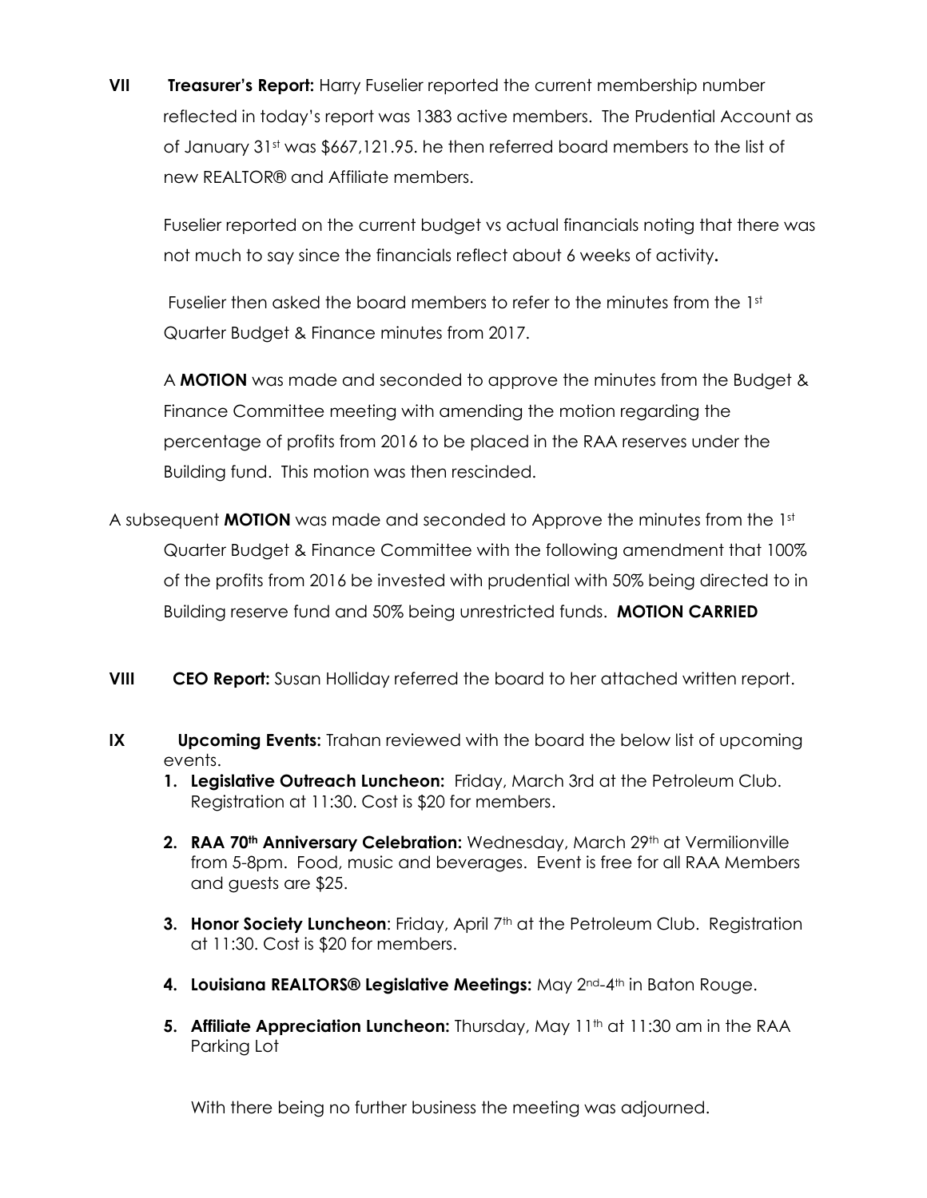**VII Treasurer's Report:** Harry Fuselier reported the current membership number reflected in today's report was 1383 active members. The Prudential Account as of January 31st was $667,121.95. he then referred board members to the list of new REALTOR® and Affiliate members.

Fuselier reported on the current budget vs actual financials noting that there was not much to say since the financials reflect about 6 weeks of activity**.**

Fuselier then asked the board members to refer to the minutes from the 1st Quarter Budget & Finance minutes from 2017.

A **MOTION** was made and seconded to approve the minutes from the Budget & Finance Committee meeting with amending the motion regarding the percentage of profits from 2016 to be placed in the RAA reserves under the Building fund. This motion was then rescinded.

A subsequent **MOTION** was made and seconded to Approve the minutes from the 1st Quarter Budget & Finance Committee with the following amendment that 100% of the profits from 2016 be invested with prudential with 50% being directed to in Building reserve fund and 50% being unrestricted funds. **MOTION CARRIED**

**VIII CEO Report:** Susan Holliday referred the board to her attached written report.

**IX Upcoming Events:** Trahan reviewed with the board the below list of upcoming events.

1. **Legislative Outreach Luncheon:** Friday, March 3rd at the Petroleum Club. Registration at 11:30. Cost is $20 for members.
2. **RAA 70th Anniversary Celebration:** Wednesday, March 29th at Vermilionville from 5-8pm. Food, music and beverages. Event is free for all RAA Members and guests are $25.
3. **Honor Society Luncheon**: Friday, April 7th at the Petroleum Club. Registration at 11:30. Cost is $20 for members.
4. **Louisiana REALTORS® Legislative Meetings:** May 2nd-4th in Baton Rouge.
5. **Affiliate Appreciation Luncheon:** Thursday, May 11th at 11:30 am in the RAA Parking Lot

With there being no further business the meeting was adjourned.